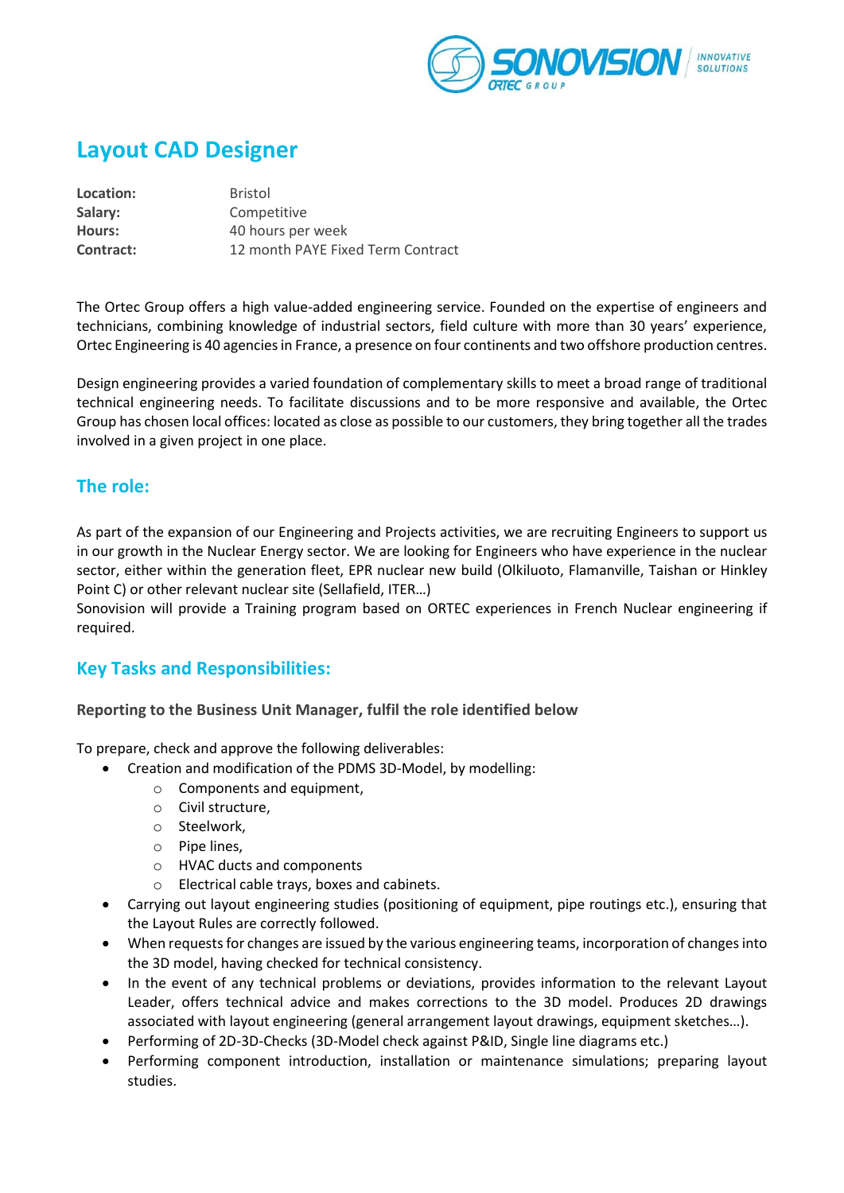# Layout CAD Designer

| | |
|---|---|
| **Location:** | Bristol |
| **Salary:** | Competitive |
| **Hours:** | 40 hours per week |
| **Contract:** | 12 month PAYE Fixed Term Contract |

The Ortec Group offers a high value-added engineering service. Founded on the expertise of engineers and technicians, combining knowledge of industrial sectors, field culture with more than 30 years' experience, Ortec Engineering is 40 agencies in France, a presence on four continents and two offshore production centres.

Design engineering provides a varied foundation of complementary skills to meet a broad range of traditional technical engineering needs. To facilitate discussions and to be more responsive and available, the Ortec Group has chosen local offices: located as close as possible to our customers, they bring together all the trades involved in a given project in one place.

## The role:

As part of the expansion of our Engineering and Projects activities, we are recruiting Engineers to support us in our growth in the Nuclear Energy sector. We are looking for Engineers who have experience in the nuclear sector, either within the generation fleet, EPR nuclear new build (Olkiluoto, Flamanville, Taishan or Hinkley Point C) or other relevant nuclear site (Sellafield, ITER…)
Sonovision will provide a Training program based on ORTEC experiences in French Nuclear engineering if required.

## Key Tasks and Responsibilities:

**Reporting to the Business Unit Manager, fulfil the role identified below**

To prepare, check and approve the following deliverables:

- Creation and modification of the PDMS 3D-Model, by modelling:
    - Components and equipment,
    - Civil structure,
    - Steelwork,
    - Pipe lines,
    - HVAC ducts and components
    - Electrical cable trays, boxes and cabinets.
- Carrying out layout engineering studies (positioning of equipment, pipe routings etc.), ensuring that the Layout Rules are correctly followed.
- When requests for changes are issued by the various engineering teams, incorporation of changes into the 3D model, having checked for technical consistency.
- In the event of any technical problems or deviations, provides information to the relevant Layout Leader, offers technical advice and makes corrections to the 3D model. Produces 2D drawings associated with layout engineering (general arrangement layout drawings, equipment sketches…).
- Performing of 2D-3D-Checks (3D-Model check against P&ID, Single line diagrams etc.)
- Performing component introduction, installation or maintenance simulations; preparing layout studies.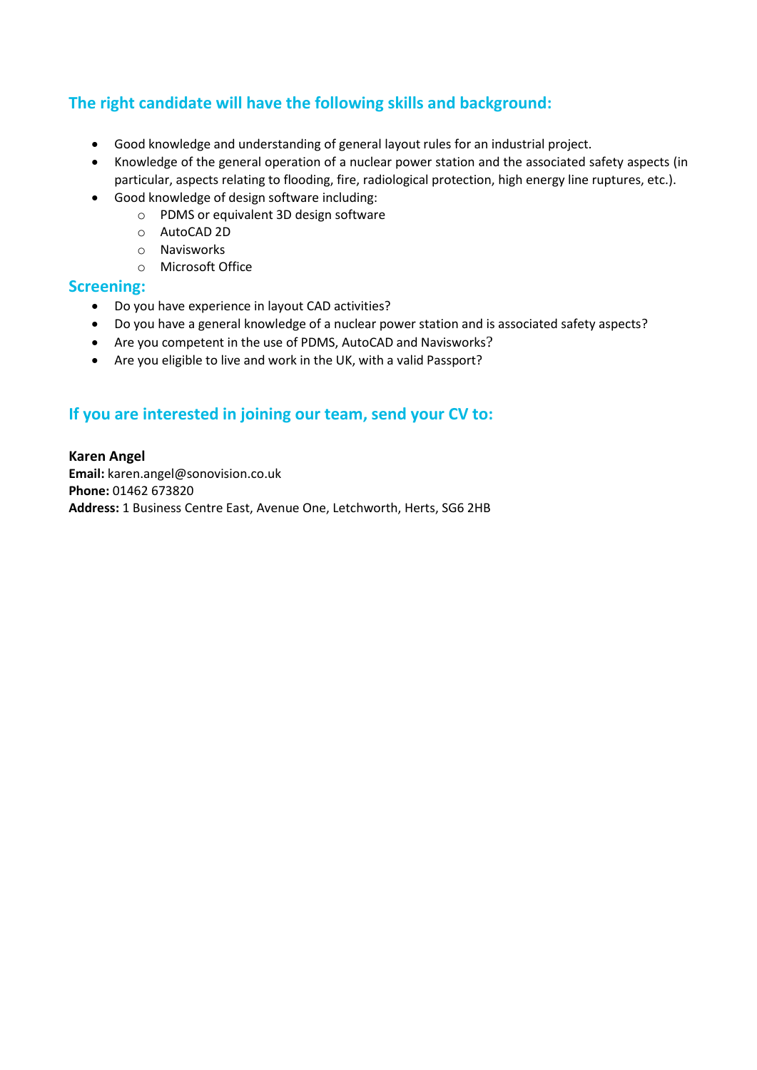## The right candidate will have the following skills and background:

- Good knowledge and understanding of general layout rules for an industrial project.
- Knowledge of the general operation of a nuclear power station and the associated safety aspects (in particular, aspects relating to flooding, fire, radiological protection, high energy line ruptures, etc.).
- Good knowledge of design software including:
  - PDMS or equivalent 3D design software
  - AutoCAD 2D
  - Navisworks
  - Microsoft Office

## Screening:

- Do you have experience in layout CAD activities?
- Do you have a general knowledge of a nuclear power station and is associated safety aspects?
- Are you competent in the use of PDMS, AutoCAD and Navisworks?
- Are you eligible to live and work in the UK, with a valid Passport?

## If you are interested in joining our team, send your CV to:

**Karen Angel**
**Email:** karen.angel@sonovision.co.uk
**Phone:** 01462 673820
**Address:** 1 Business Centre East, Avenue One, Letchworth, Herts, SG6 2HB